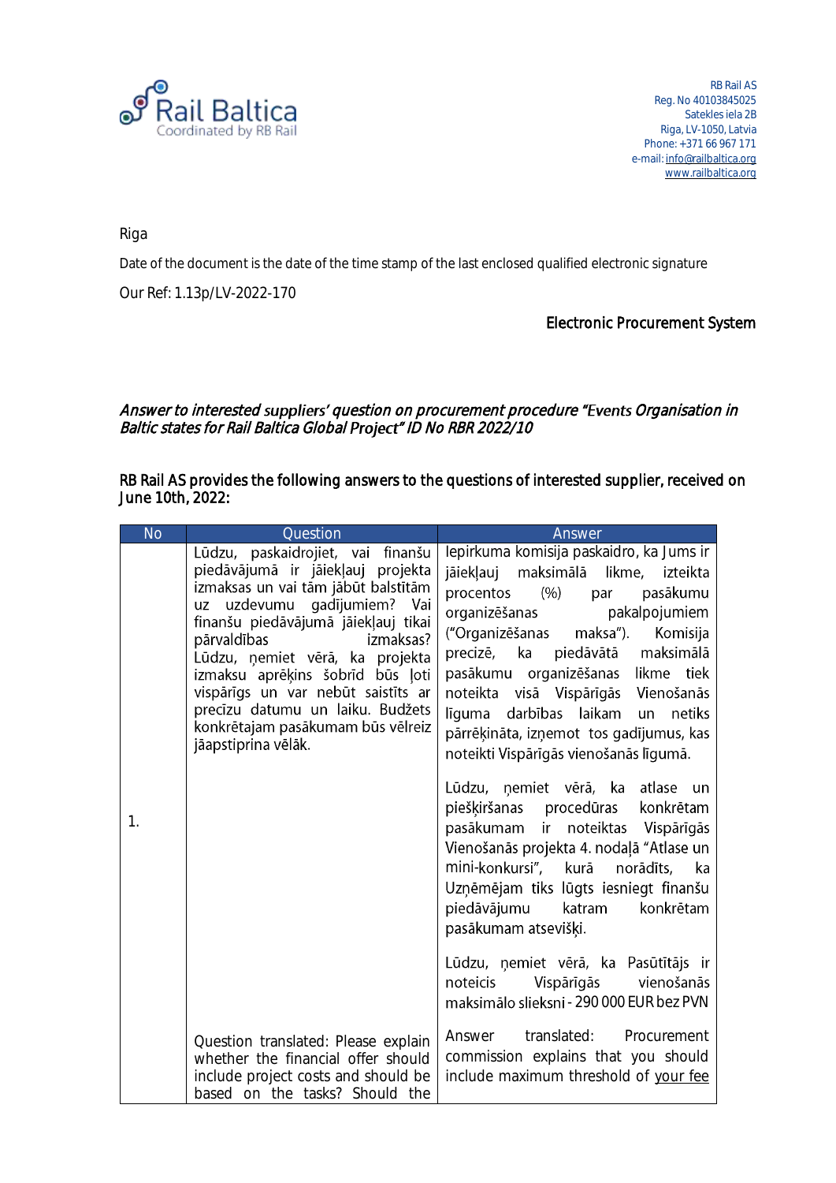Rail Baltica
Coordinated by RB Rail

RB Rail AS
Reg. No 40103845025
Satekles iela 2B
Riga, LV-1050, Latvia
Phone: +371 66 967 171
e-mail: info@railbaltica.org
www.railbaltica.org

Riga

Date of the document is the date of the time stamp of the last enclosed qualified electronic signature

Our Ref: 1.13p/LV-2022-170

Electronic Procurement System

*Answer to interested suppliers' question on procurement procedure "Events Organisation in Baltic states for Rail Baltica Global Project" ID No RBR 2022/10*

**RB Rail AS provides the following answers to the questions of interested supplier, received on June 10th, 2022:**

| No | Question | Answer |
|---|---|---|
| 1. | Lūdzu, paskaidrojiet, vai finanšu piedāvājumā ir jāiekļauj projekta izmaksas un vai tām jābūt balstītām uz uzdevumu gadījumiem? Vai finanšu piedāvājumā jāiekļauj tikai pārvaldības izmaksas? Lūdzu, ņemiet vērā, ka projekta izmaksu aprēķins šobrīd būs ļoti vispārīgs un var nebūt saistīts ar precīzu datumu un laiku. Budžets konkrētajam pasākumam būs vēlreiz jāapstiprina vēlāk.<br><br>Question translated: Please explain whether the financial offer should include project costs and should be based on the tasks? Should the | Iepirkuma komisija paskaidro, ka Jums ir jāiekļauj maksimālā likme, izteikta procentos (%) par pasākumu organizēšanas pakalpojumiem ("Organizēšanas maksa"). Komisija precizē, ka piedāvātā maksimālā pasākumu organizēšanas likme tiek noteikta visā Vispārīgās Vienošanās līguma darbības laikam un netiks pārrēķināta, izņemot tos gadījumus, kas noteikti Vispārīgās vienošanās līgumā.<br><br>Lūdzu, ņemiet vērā, ka atlase un piešķiršanas procedūras konkrētam pasākumam ir noteiktas Vispārīgās Vienošanās projekta 4. nodaļā "Atlase un mini-konkursi", kurā norādīts, ka Uzņēmējam tiks lūgts iesniegt finanšu piedāvājumu katram konkrētam pasākumam atsevišķi.<br><br>Lūdzu, ņemiet vērā, ka Pasūtītājs ir noteicis Vispārīgās vienošanās maksimālo slieksni - 290 000 EUR bez PVN<br><br>Answer translated: Procurement commission explains that you should include maximum threshold of your fee |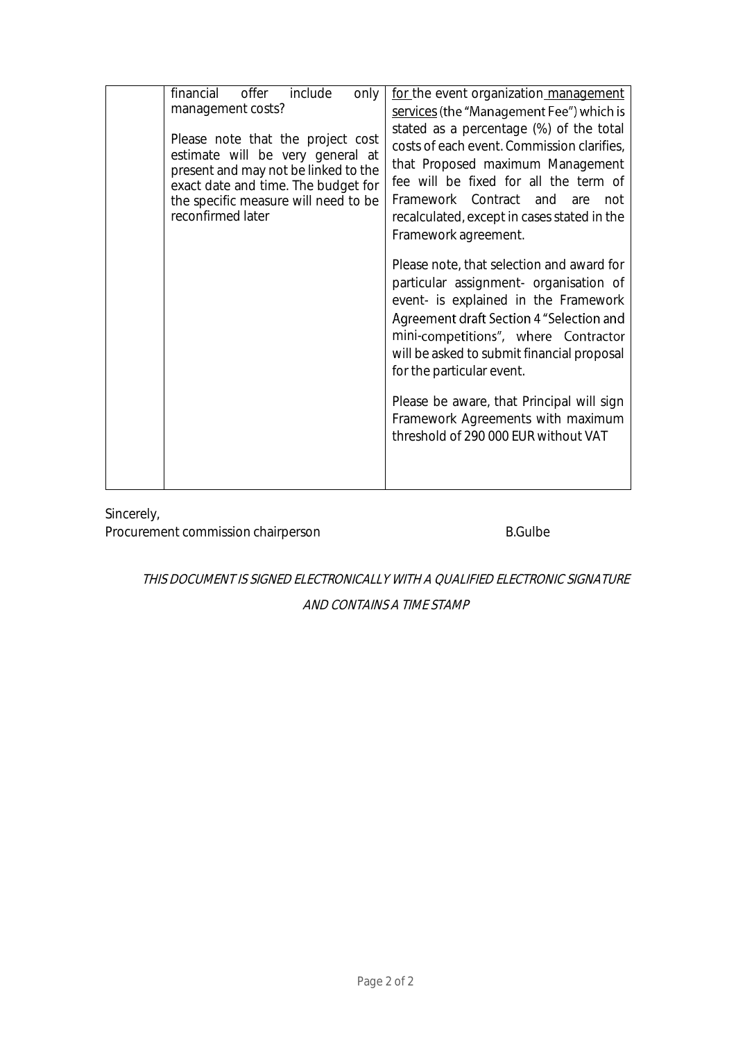| | | |
|---|---|---|
| | financial offer include only management costs?<br><br>Please note that the project cost estimate will be very general at present and may not be linked to the exact date and time. The budget for the specific measure will need to be reconfirmed later | for the event organization management services (the "Management Fee") which is stated as a percentage (%) of the total costs of each event. Commission clarifies, that Proposed maximum Management fee will be fixed for all the term of Framework Contract and are not recalculated, except in cases stated in the Framework agreement.<br><br>Please note, that selection and award for particular assignment- organisation of event- is explained in the Framework Agreement draft Section 4 "Selection and mini-competitions", where Contractor will be asked to submit financial proposal for the particular event.<br><br>Please be aware, that Principal will sign Framework Agreements with maximum threshold of 290 000 EUR without VAT |

Sincerely,
Procurement commission chairperson B.Gulbe

*THIS DOCUMENT IS SIGNED ELECTRONICALLY WITH A QUALIFIED ELECTRONIC SIGNATURE AND CONTAINS A TIME STAMP*